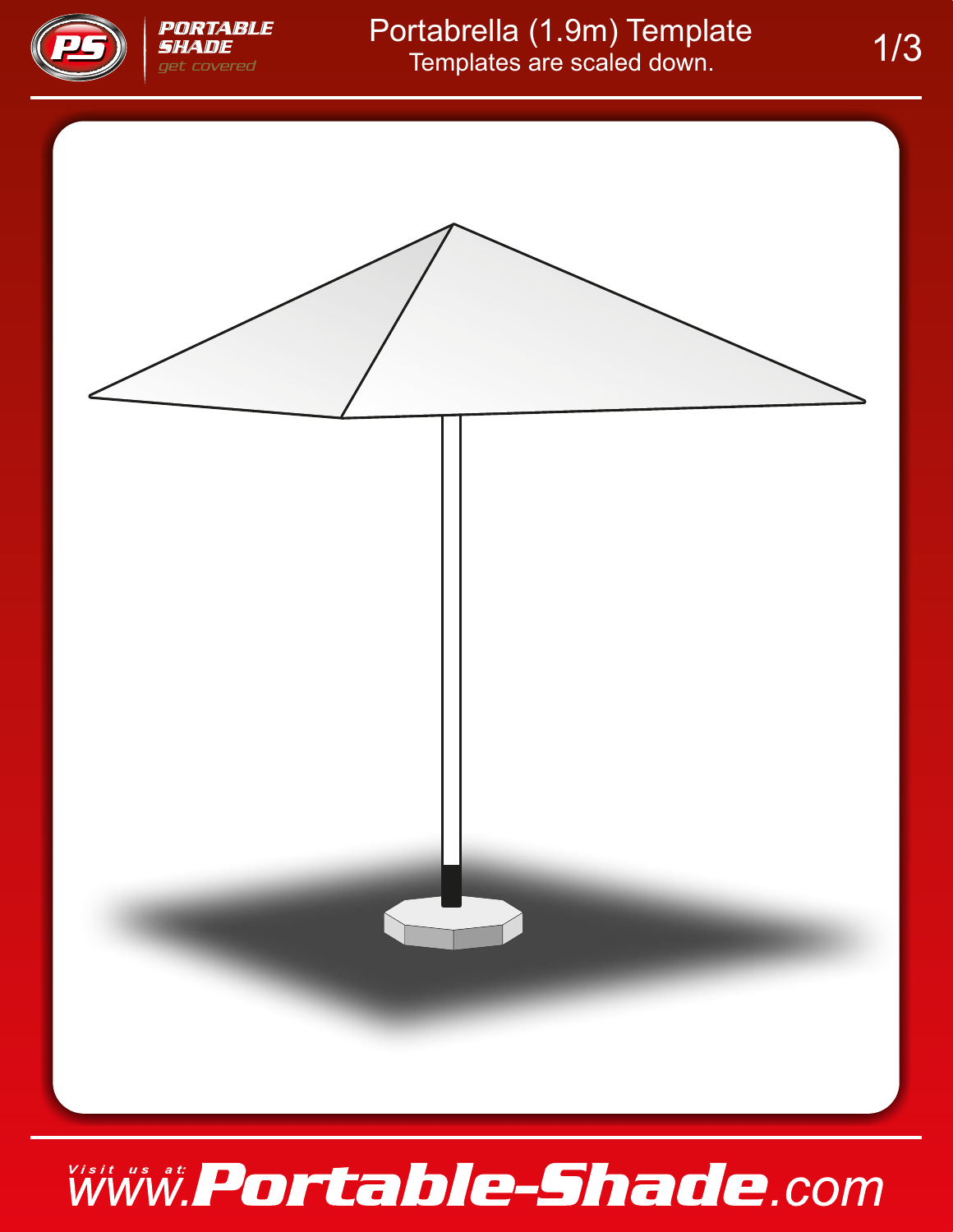# Portabrella (1.9m) Template

Templates are scaled down.

Visit us at: www.Portable-Shade.com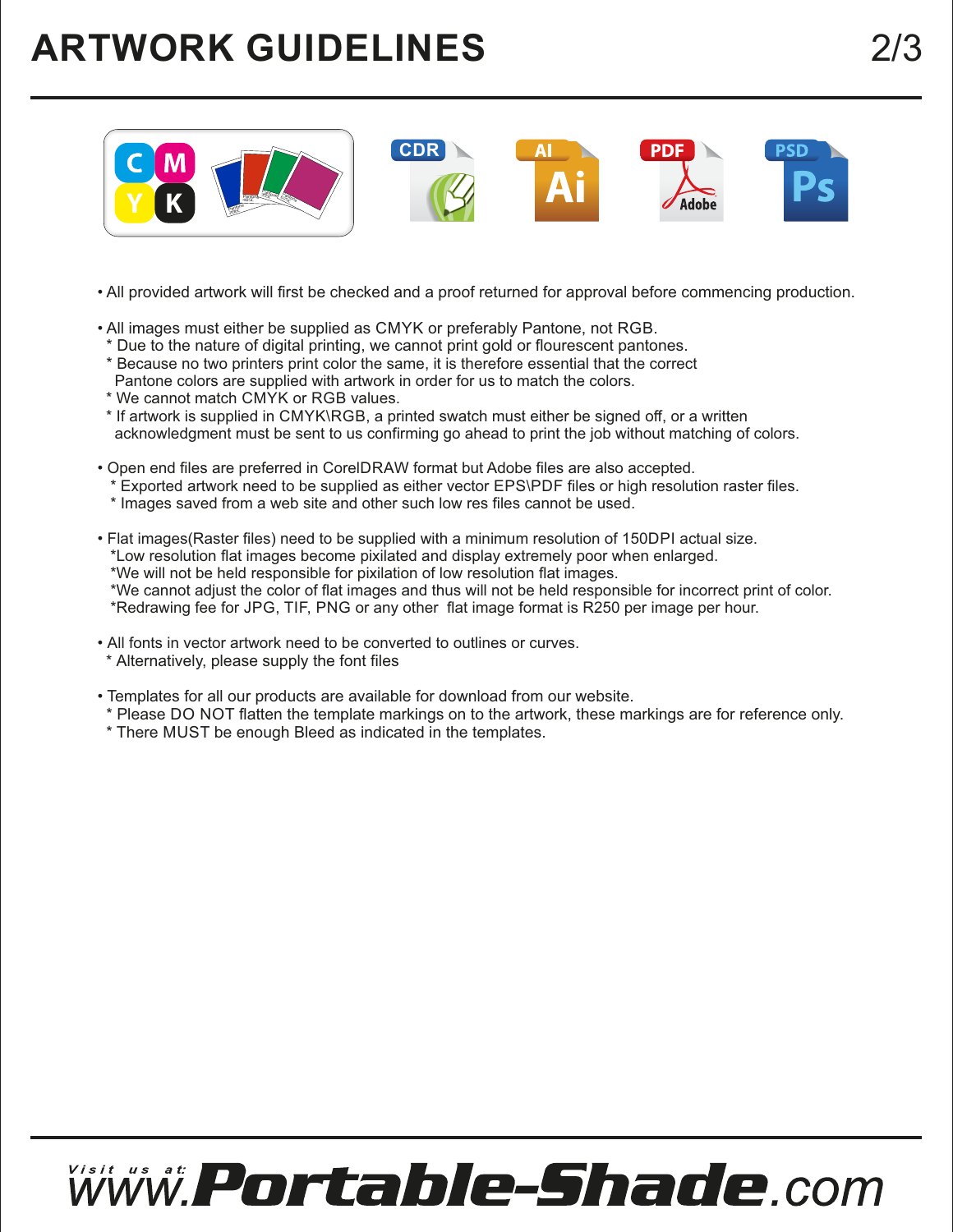# ARTWORK GUIDELINES

- All provided artwork will first be checked and a proof returned for approval before commencing production.

- All images must either be supplied as CMYK or preferably Pantone, not RGB.
  - * Due to the nature of digital printing, we cannot print gold or flourescent pantones.
  - * Because no two printers print color the same, it is therefore essential that the correct Pantone colors are supplied with artwork in order for us to match the colors.
  - * We cannot match CMYK or RGB values.
  - * If artwork is supplied in CMYK\RGB, a printed swatch must either be signed off, or a written acknowledgment must be sent to us confirming go ahead to print the job without matching of colors.

- Open end files are preferred in CorelDRAW format but Adobe files are also accepted.
  - * Exported artwork need to be supplied as either vector EPS\PDF files or high resolution raster files.
  - * Images saved from a web site and other such low res files cannot be used.

- Flat images(Raster files) need to be supplied with a minimum resolution of 150DPI actual size.
  - *Low resolution flat images become pixilated and display extremely poor when enlarged.
  - *We will not be held responsible for pixilation of low resolution flat images.
  - *We cannot adjust the color of flat images and thus will not be held responsible for incorrect print of color.
  - *Redrawing fee for JPG, TIF, PNG or any other flat image format is R250 per image per hour.

- All fonts in vector artwork need to be converted to outlines or curves.
  - * Alternatively, please supply the font files

- Templates for all our products are available for download from our website.
  - * Please DO NOT flatten the template markings on to the artwork, these markings are for reference only.
  - * There MUST be enough Bleed as indicated in the templates.

Visit us at: www.Portable-Shade.com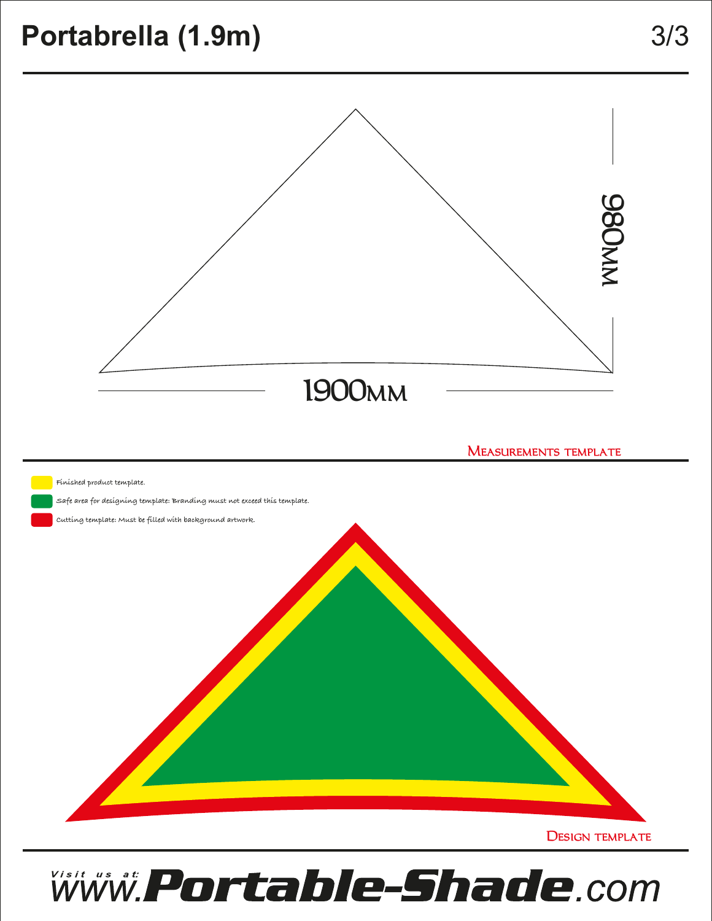# Portabrella (1.9m)

980mm

1900mm

Measurements template

- Finished product template.
- Safe area for designing template: Branding must not exceed this template.
- Cutting template: Must be filled with background artwork.

Design template

Visit us at: www.Portable-Shade.com